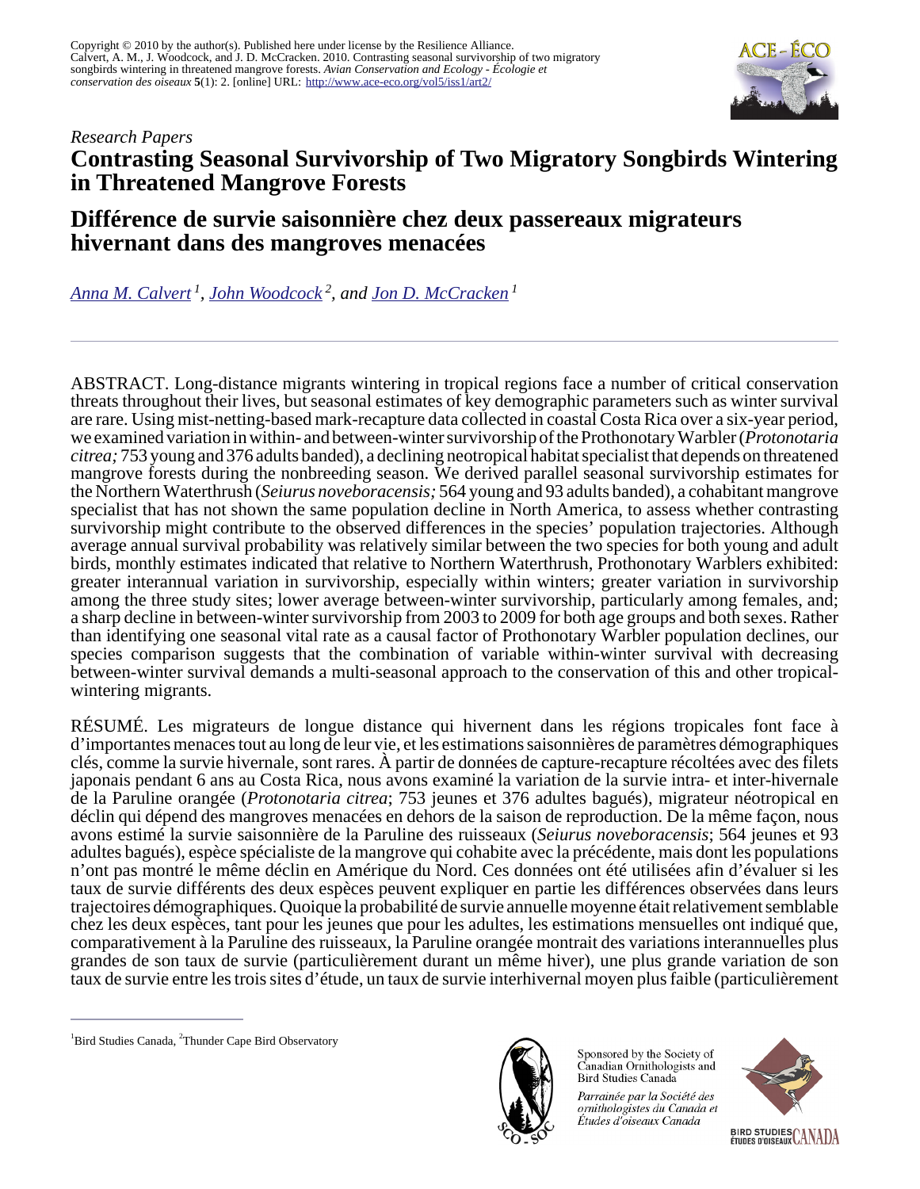Copyright © 2010 by the author(s). Published here under license by the Resilience Alliance.
Calvert, A. M., J. Woodcock, and J. D. McCracken. 2010. Contrasting seasonal survivorship of two migratory songbirds wintering in threatened mangrove forests. *Avian Conservation and Ecology - Écologie et conservation des oiseaux* **5**(1): 2. [online] URL: http://www.ace-eco.org/vol5/iss1/art2/

*Research Papers*

# Contrasting Seasonal Survivorship of Two Migratory Songbirds Wintering in Threatened Mangrove Forests

# Différence de survie saisonnière chez deux passereaux migrateurs hivernant dans des mangroves menacées

*Anna M. Calvert* [1], *John Woodcock* [2], and *Jon D. McCracken* [1]

ABSTRACT. Long-distance migrants wintering in tropical regions face a number of critical conservation threats throughout their lives, but seasonal estimates of key demographic parameters such as winter survival are rare. Using mist-netting-based mark-recapture data collected in coastal Costa Rica over a six-year period, we examined variation in within- and between-winter survivorship of the Prothonotary Warbler (*Protonotaria citrea;* 753 young and 376 adults banded), a declining neotropical habitat specialist that depends on threatened mangrove forests during the nonbreeding season. We derived parallel seasonal survivorship estimates for the Northern Waterthrush (*Seiurus noveboracensis;* 564 young and 93 adults banded), a cohabitant mangrove specialist that has not shown the same population decline in North America, to assess whether contrasting survivorship might contribute to the observed differences in the species' population trajectories. Although average annual survival probability was relatively similar between the two species for both young and adult birds, monthly estimates indicated that relative to Northern Waterthrush, Prothonotary Warblers exhibited: greater interannual variation in survivorship, especially within winters; greater variation in survivorship among the three study sites; lower average between-winter survivorship, particularly among females, and; a sharp decline in between-winter survivorship from 2003 to 2009 for both age groups and both sexes. Rather than identifying one seasonal vital rate as a causal factor of Prothonotary Warbler population declines, our species comparison suggests that the combination of variable within-winter survival with decreasing between-winter survival demands a multi-seasonal approach to the conservation of this and other tropical-wintering migrants.

RÉSUMÉ. Les migrateurs de longue distance qui hivernent dans les régions tropicales font face à d'importantes menaces tout au long de leur vie, et les estimations saisonnières de paramètres démographiques clés, comme la survie hivernale, sont rares. À partir de données de capture-recapture récoltées avec des filets japonais pendant 6 ans au Costa Rica, nous avons examiné la variation de la survie intra- et inter-hivernale de la Paruline orangée (*Protonotaria citrea*; 753 jeunes et 376 adultes bagués), migrateur néotropical en déclin qui dépend des mangroves menacées en dehors de la saison de reproduction. De la même façon, nous avons estimé la survie saisonnière de la Paruline des ruisseaux (*Seiurus noveboracensis*; 564 jeunes et 93 adultes bagués), espèce spécialiste de la mangrove qui cohabite avec la précédente, mais dont les populations n'ont pas montré le même déclin en Amérique du Nord. Ces données ont été utilisées afin d'évaluer si les taux de survie différents des deux espèces peuvent expliquer en partie les différences observées dans leurs trajectoires démographiques. Quoique la probabilité de survie annuelle moyenne était relativement semblable chez les deux espèces, tant pour les jeunes que pour les adultes, les estimations mensuelles ont indiqué que, comparativement à la Paruline des ruisseaux, la Paruline orangée montrait des variations interannuelles plus grandes de son taux de survie (particulièrement durant un même hiver), une plus grande variation de son taux de survie entre les trois sites d'étude, un taux de survie interhivernal moyen plus faible (particulièrement

[1] Bird Studies Canada, [2] Thunder Cape Bird Observatory

Sponsored by the Society of Canadian Ornithologists and Bird Studies Canada

*Parrainée par la Société des ornithologistes du Canada et Études d'oiseaux Canada*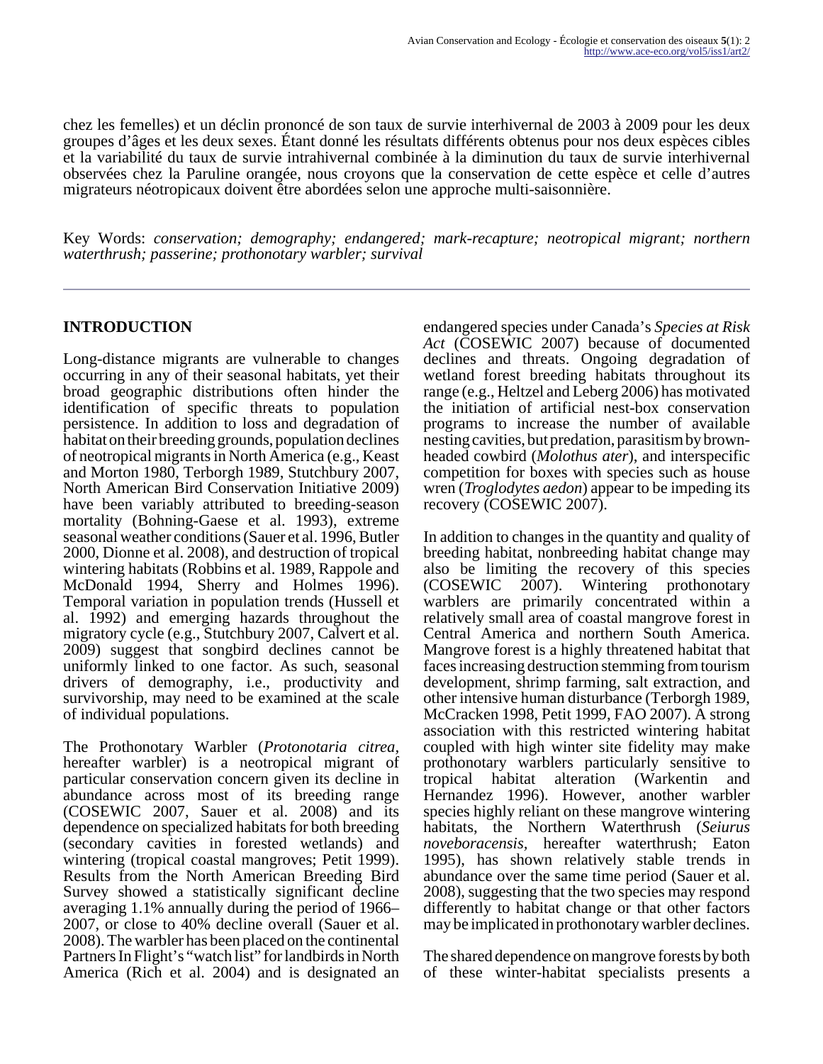chez les femelles) et un déclin prononcé de son taux de survie interhivernal de 2003 à 2009 pour les deux groupes d'âges et les deux sexes. Étant donné les résultats différents obtenus pour nos deux espèces cibles et la variabilité du taux de survie intrahivernal combinée à la diminution du taux de survie interhivernal observées chez la Paruline orangée, nous croyons que la conservation de cette espèce et celle d'autres migrateurs néotropicaux doivent être abordées selon une approche multi-saisonnière.

Key Words: *conservation; demography; endangered; mark-recapture; neotropical migrant; northern waterthrush; passerine; prothonotary warbler; survival*

## INTRODUCTION

Long-distance migrants are vulnerable to changes occurring in any of their seasonal habitats, yet their broad geographic distributions often hinder the identification of specific threats to population persistence. In addition to loss and degradation of habitat on their breeding grounds, population declines of neotropical migrants in North America (e.g., Keast and Morton 1980, Terborgh 1989, Stutchbury 2007, North American Bird Conservation Initiative 2009) have been variably attributed to breeding-season mortality (Bohning-Gaese et al. 1993), extreme seasonal weather conditions (Sauer et al. 1996, Butler 2000, Dionne et al. 2008), and destruction of tropical wintering habitats (Robbins et al. 1989, Rappole and McDonald 1994, Sherry and Holmes 1996). Temporal variation in population trends (Hussell et al. 1992) and emerging hazards throughout the migratory cycle (e.g., Stutchbury 2007, Calvert et al. 2009) suggest that songbird declines cannot be uniformly linked to one factor. As such, seasonal drivers of demography, i.e., productivity and survivorship, may need to be examined at the scale of individual populations.

The Prothonotary Warbler (*Protonotaria citrea*, hereafter warbler) is a neotropical migrant of particular conservation concern given its decline in abundance across most of its breeding range (COSEWIC 2007, Sauer et al. 2008) and its dependence on specialized habitats for both breeding (secondary cavities in forested wetlands) and wintering (tropical coastal mangroves; Petit 1999). Results from the North American Breeding Bird Survey showed a statistically significant decline averaging 1.1% annually during the period of 1966–2007, or close to 40% decline overall (Sauer et al. 2008). The warbler has been placed on the continental Partners In Flight's "watch list" for landbirds in North America (Rich et al. 2004) and is designated an endangered species under Canada's *Species at Risk Act* (COSEWIC 2007) because of documented declines and threats. Ongoing degradation of wetland forest breeding habitats throughout its range (e.g., Heltzel and Leberg 2006) has motivated the initiation of artificial nest-box conservation programs to increase the number of available nesting cavities, but predation, parasitism by brown-headed cowbird (*Molothus ater*), and interspecific competition for boxes with species such as house wren (*Troglodytes aedon*) appear to be impeding its recovery (COSEWIC 2007).

In addition to changes in the quantity and quality of breeding habitat, nonbreeding habitat change may also be limiting the recovery of this species (COSEWIC 2007). Wintering prothonotary warblers are primarily concentrated within a relatively small area of coastal mangrove forest in Central America and northern South America. Mangrove forest is a highly threatened habitat that faces increasing destruction stemming from tourism development, shrimp farming, salt extraction, and other intensive human disturbance (Terborgh 1989, McCracken 1998, Petit 1999, FAO 2007). A strong association with this restricted wintering habitat coupled with high winter site fidelity may make prothonotary warblers particularly sensitive to tropical habitat alteration (Warkentin and Hernandez 1996). However, another warbler species highly reliant on these mangrove wintering habitats, the Northern Waterthrush (*Seiurus noveboracensis*, hereafter waterthrush; Eaton 1995), has shown relatively stable trends in abundance over the same time period (Sauer et al. 2008), suggesting that the two species may respond differently to habitat change or that other factors may be implicated in prothonotary warbler declines.

The shared dependence on mangrove forests by both of these winter-habitat specialists presents a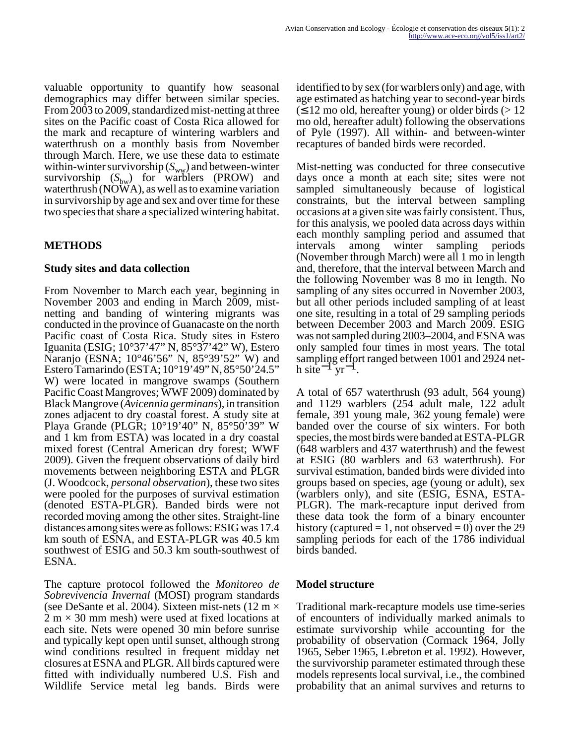valuable opportunity to quantify how seasonal demographics may differ between similar species. From 2003 to 2009, standardized mist-netting at three sites on the Pacific coast of Costa Rica allowed for the mark and recapture of wintering warblers and waterthrush on a monthly basis from November through March. Here, we use these data to estimate within-winter survivorship ($S_{ww}$) and between-winter survivorship ($S_{bw}$) for warblers (PROW) and waterthrush (NOWA), as well as to examine variation in survivorship by age and sex and over time for these two species that share a specialized wintering habitat.

## METHODS

### Study sites and data collection

From November to March each year, beginning in November 2003 and ending in March 2009, mist-netting and banding of wintering migrants was conducted in the province of Guanacaste on the north Pacific coast of Costa Rica. Study sites in Estero Iguanita (ESIG; 10°37’47” N, 85°37’42” W), Estero Naranjo (ESNA; 10°46’56” N, 85°39’52” W) and Estero Tamarindo (ESTA; 10°19’49” N, 85°50’24.5” W) were located in mangrove swamps (Southern Pacific Coast Mangroves; WWF 2009) dominated by Black Mangrove (*Avicennia germinans*), in transition zones adjacent to dry coastal forest. A study site at Playa Grande (PLGR; 10°19’40” N, 85°50’39” W and 1 km from ESTA) was located in a dry coastal mixed forest (Central American dry forest; WWF 2009). Given the frequent observations of daily bird movements between neighboring ESTA and PLGR (J. Woodcock, *personal observation*), these two sites were pooled for the purposes of survival estimation (denoted ESTA-PLGR). Banded birds were not recorded moving among the other sites. Straight-line distances among sites were as follows: ESIG was 17.4 km south of ESNA, and ESTA-PLGR was 40.5 km southwest of ESIG and 50.3 km south-southwest of ESNA.

The capture protocol followed the *Monitoreo de Sobrevivencia Invernal* (MOSI) program standards (see DeSante et al. 2004). Sixteen mist-nets (12 m × 2 m × 30 mm mesh) were used at fixed locations at each site. Nets were opened 30 min before sunrise and typically kept open until sunset, although strong wind conditions resulted in frequent midday net closures at ESNA and PLGR. All birds captured were fitted with individually numbered U.S. Fish and Wildlife Service metal leg bands. Birds were identified to by sex (for warblers only) and age, with age estimated as hatching year to second-year birds (≤ 12 mo old, hereafter young) or older birds (> 12 mo old, hereafter adult) following the observations of Pyle (1997). All within- and between-winter recaptures of banded birds were recorded.

Mist-netting was conducted for three consecutive days once a month at each site; sites were not sampled simultaneously because of logistical constraints, but the interval between sampling occasions at a given site was fairly consistent. Thus, for this analysis, we pooled data across days within each monthly sampling period and assumed that intervals among winter sampling periods (November through March) were all 1 mo in length and, therefore, that the interval between March and the following November was 8 mo in length. No sampling of any sites occurred in November 2003, but all other periods included sampling of at least one site, resulting in a total of 29 sampling periods between December 2003 and March 2009. ESIG was not sampled during 2003–2004, and ESNA was only sampled four times in most years. The total sampling effort ranged between 1001 and 2924 net-h site$^{-1}$ yr$^{-1}$.

A total of 657 waterthrush (93 adult, 564 young) and 1129 warblers (254 adult male, 122 adult female, 391 young male, 362 young female) were banded over the course of six winters. For both species, the most birds were banded at ESTA-PLGR (648 warblers and 437 waterthrush) and the fewest at ESIG (80 warblers and 63 waterthrush). For survival estimation, banded birds were divided into groups based on species, age (young or adult), sex (warblers only), and site (ESIG, ESNA, ESTA-PLGR). The mark-recapture input derived from these data took the form of a binary encounter history (captured = 1, not observed = 0) over the 29 sampling periods for each of the 1786 individual birds banded.

### Model structure

Traditional mark-recapture models use time-series of encounters of individually marked animals to estimate survivorship while accounting for the probability of observation (Cormack 1964, Jolly 1965, Seber 1965, Lebreton et al. 1992). However, the survivorship parameter estimated through these models represents local survival, i.e., the combined probability that an animal survives and returns to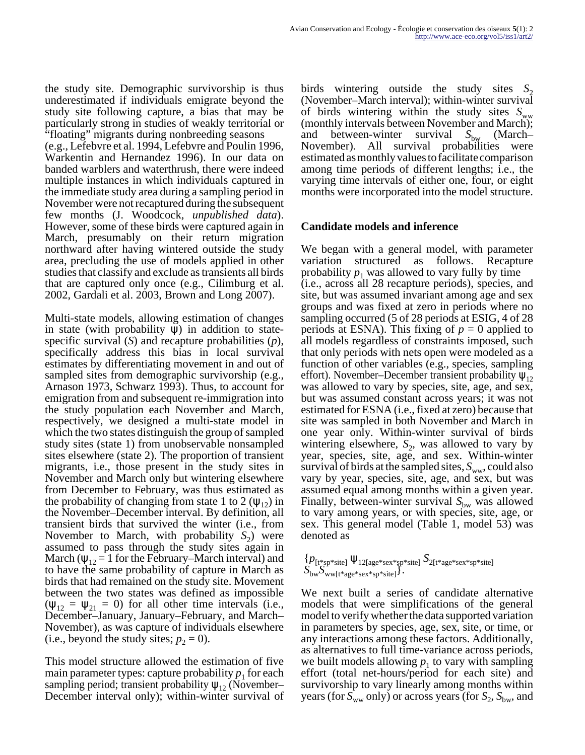the study site. Demographic survivorship is thus underestimated if individuals emigrate beyond the study site following capture, a bias that may be particularly strong in studies of weakly territorial or "floating" migrants during nonbreeding seasons (e.g., Lefebvre et al. 1994, Lefebvre and Poulin 1996, Warkentin and Hernandez 1996). In our data on banded warblers and waterthrush, there were indeed multiple instances in which individuals captured in the immediate study area during a sampling period in November were not recaptured during the subsequent few months (J. Woodcock, *unpublished data*). However, some of these birds were captured again in March, presumably on their return migration northward after having wintered outside the study area, precluding the use of models applied in other studies that classify and exclude as transients all birds that are captured only once (e.g., Cilimburg et al. 2002, Gardali et al. 2003, Brown and Long 2007).

Multi-state models, allowing estimation of changes in state (with probability $\psi$) in addition to state-specific survival ($S$) and recapture probabilities ($p$), specifically address this bias in local survival estimates by differentiating movement in and out of sampled sites from demographic survivorship (e.g., Arnason 1973, Schwarz 1993). Thus, to account for emigration from and subsequent re-immigration into the study population each November and March, respectively, we designed a multi-state model in which the two states distinguish the group of sampled study sites (state 1) from unobservable nonsampled sites elsewhere (state 2). The proportion of transient migrants, i.e., those present in the study sites in November and March only but wintering elsewhere from December to February, was thus estimated as the probability of changing from state 1 to 2 ($\psi_{12}$) in the November–December interval. By definition, all transient birds that survived the winter (i.e., from November to March, with probability $S_2$) were assumed to pass through the study sites again in March ($\psi_{12} = 1$ for the February–March interval) and to have the same probability of capture in March as birds that had remained on the study site. Movement between the two states was defined as impossible ($\psi_{12} = \psi_{21} = 0$) for all other time intervals (i.e., December–January, January–February, and March–November), as was capture of individuals elsewhere (i.e., beyond the study sites; $p_2 = 0$).

This model structure allowed the estimation of five main parameter types: capture probability $p_1$ for each sampling period; transient probability $\psi_{12}$ (November–December interval only); within-winter survival of birds wintering outside the study sites $S_2$ (November–March interval); within-winter survival of birds wintering within the study sites $S_{ww}$ (monthly intervals between November and March); and between-winter survival $S_{bw}$ (March–November). All survival probabilities were estimated as monthly values to facilitate comparison among time periods of different lengths; i.e., the varying time intervals of either one, four, or eight months were incorporated into the model structure.

### Candidate models and inference

We began with a general model, with parameter variation structured as follows. Recapture probability $p_1$ was allowed to vary fully by time (i.e., across all 28 recapture periods), species, and site, but was assumed invariant among age and sex groups and was fixed at zero in periods where no sampling occurred (5 of 28 periods at ESIG, 4 of 28 periods at ESNA). This fixing of $p = 0$ applied to all models regardless of constraints imposed, such that only periods with nets open were modeled as a function of other variables (e.g., species, sampling effort). November–December transient probability $\psi_{12}$ was allowed to vary by species, site, age, and sex, but was assumed constant across years; it was not estimated for ESNA (i.e., fixed at zero) because that site was sampled in both November and March in one year only. Within-winter survival of birds wintering elsewhere, $S_2$, was allowed to vary by year, species, site, age, and sex. Within-winter survival of birds at the sampled sites, $S_{ww}$, could also vary by year, species, site, age, and sex, but was assumed equal among months within a given year. Finally, between-winter survival $S_{bw}$ was allowed to vary among years, or with species, site, age, or sex. This general model (Table 1, model 53) was denoted as

$$\{p_{[t*sp*site]}\ \psi_{12[age*sex*sp*site]}\ S_{2[t*age*sex*sp*site]}\ S_{bw}S_{ww[t*age*sex*sp*site]}\}.$$

We next built a series of candidate alternative models that were simplifications of the general model to verify whether the data supported variation in parameters by species, age, sex, site, or time, or any interactions among these factors. Additionally, as alternatives to full time-variance across periods, we built models allowing $p_1$ to vary with sampling effort (total net-hours/period for each site) and survivorship to vary linearly among months within years (for $S_{ww}$ only) or across years (for $S_2$, $S_{bw}$, and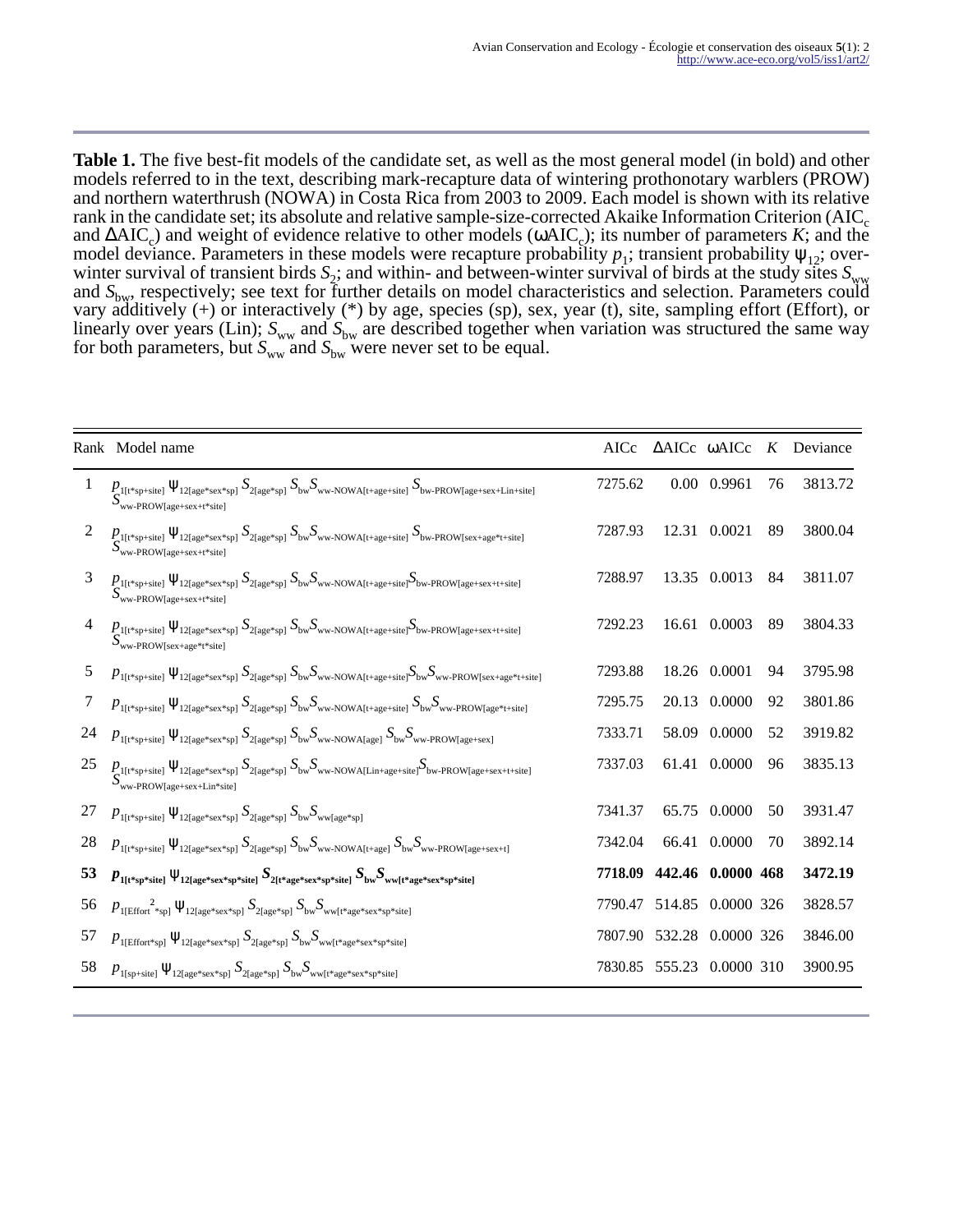**Table 1.** The five best-fit models of the candidate set, as well as the most general model (in bold) and other models referred to in the text, describing mark-recapture data of wintering prothonotary warblers (PROW) and northern waterthrush (NOWA) in Costa Rica from 2003 to 2009. Each model is shown with its relative rank in the candidate set; its absolute and relative sample-size-corrected Akaike Information Criterion ($AIC_c$ and $\Delta AIC_c$) and weight of evidence relative to other models ($\omega AIC_c$); its number of parameters $K$; and the model deviance. Parameters in these models were recapture probability $p_1$; transient probability $\psi_{12}$; over-winter survival of transient birds $S_2$; and within- and between-winter survival of birds at the study sites $S_{ww}$ and $S_{bw}$, respectively; see text for further details on model characteristics and selection. Parameters could vary additively (+) or interactively (*) by age, species (sp), sex, year (t), site, sampling effort (Effort), or linearly over years (Lin); $S_{ww}$ and $S_{bw}$ are described together when variation was structured the same way for both parameters, but $S_{ww}$ and $S_{bw}$ were never set to be equal.

| Rank | Model name | AICc | ΔAICc | ωAICc | $K$ | Deviance |
|---|---|---|---|---|---|---|
| 1 | $p_{1[t*sp+site]}\ \psi_{12[age*sex*sp]}\ S_{2[age*sp]}\ S_{bw}S_{ww\text{-}NOWA[t+age+site]}\ S_{bw\text{-}PROW[age+sex+Lin+site]}\ S_{ww\text{-}PROW[age+sex+t*site]}$ | 7275.62 | 0.00 | 0.9961 | 76 | 3813.72 |
| 2 | $p_{1[t*sp+site]}\ \psi_{12[age*sex*sp]}\ S_{2[age*sp]}\ S_{bw}S_{ww\text{-}NOWA[t+age+site]}\ S_{bw\text{-}PROW[sex+age*t+site]}\ S_{ww\text{-}PROW[age+sex+t*site]}$ | 7287.93 | 12.31 | 0.0021 | 89 | 3800.04 |
| 3 | $p_{1[t*sp+site]}\ \psi_{12[age*sex*sp]}\ S_{2[age*sp]}\ S_{bw}S_{ww\text{-}NOWA[t+age+site]}S_{bw\text{-}PROW[age+sex+t+site]}\ S_{ww\text{-}PROW[age+sex+t*site]}$ | 7288.97 | 13.35 | 0.0013 | 84 | 3811.07 |
| 4 | $p_{1[t*sp+site]}\ \psi_{12[age*sex*sp]}\ S_{2[age*sp]}\ S_{bw}S_{ww\text{-}NOWA[t+age+site]}S_{bw\text{-}PROW[age+sex+t+site]}\ S_{ww\text{-}PROW[sex+age*t*site]}$ | 7292.23 | 16.61 | 0.0003 | 89 | 3804.33 |
| 5 | $p_{1[t*sp+site]}\ \psi_{12[age*sex*sp]}\ S_{2[age*sp]}\ S_{bw}S_{ww\text{-}NOWA[t+age+site]}S_{bw}S_{ww\text{-}PROW[sex+age*t+site]}$ | 7293.88 | 18.26 | 0.0001 | 94 | 3795.98 |
| 7 | $p_{1[t*sp+site]}\ \psi_{12[age*sex*sp]}\ S_{2[age*sp]}\ S_{bw}S_{ww\text{-}NOWA[t+age+site]}\ S_{bw}S_{ww\text{-}PROW[age*t+site]}$ | 7295.75 | 20.13 | 0.0000 | 92 | 3801.86 |
| 24 | $p_{1[t*sp+site]}\ \psi_{12[age*sex*sp]}\ S_{2[age*sp]}\ S_{bw}S_{ww\text{-}NOWA[age]}\ S_{bw}S_{ww\text{-}PROW[age+sex]}$ | 7333.71 | 58.09 | 0.0000 | 52 | 3919.82 |
| 25 | $p_{1[t*sp+site]}\ \psi_{12[age*sex*sp]}\ S_{2[age*sp]}\ S_{bw}S_{ww\text{-}NOWA[Lin+age+site]}S_{bw\text{-}PROW[age+sex+t+site]}\ S_{ww\text{-}PROW[age+sex+Lin*site]}$ | 7337.03 | 61.41 | 0.0000 | 96 | 3835.13 |
| 27 | $p_{1[t*sp+site]}\ \psi_{12[age*sex*sp]}\ S_{2[age*sp]}\ S_{bw}S_{ww[age*sp]}$ | 7341.37 | 65.75 | 0.0000 | 50 | 3931.47 |
| 28 | $p_{1[t*sp+site]}\ \psi_{12[age*sex*sp]}\ S_{2[age*sp]}\ S_{bw}S_{ww\text{-}NOWA[t+age]}\ S_{bw}S_{ww\text{-}PROW[age+sex+t]}$ | 7342.04 | 66.41 | 0.0000 | 70 | 3892.14 |
| **53** | $\boldsymbol{p_{1[t*sp*site]}\ \psi_{12[age*sex*sp*site]}\ S_{2[t*age*sex*sp*site]}\ S_{bw}S_{ww[t*age*sex*sp*site]}}$ | **7718.09** | **442.46** | **0.0000** | **468** | **3472.19** |
| 56 | $p_{1[Effort^2*sp]}\ \psi_{12[age*sex*sp]}\ S_{2[age*sp]}\ S_{bw}S_{ww[t*age*sex*sp*site]}$ | 7790.47 | 514.85 | 0.0000 | 326 | 3828.57 |
| 57 | $p_{1[Effort*sp]}\ \psi_{12[age*sex*sp]}\ S_{2[age*sp]}\ S_{bw}S_{ww[t*age*sex*sp*site]}$ | 7807.90 | 532.28 | 0.0000 | 326 | 3846.00 |
| 58 | $p_{1[sp+site]}\ \psi_{12[age*sex*sp]}\ S_{2[age*sp]}\ S_{bw}S_{ww[t*age*sex*sp*site]}$ | 7830.85 | 555.23 | 0.0000 | 310 | 3900.95 |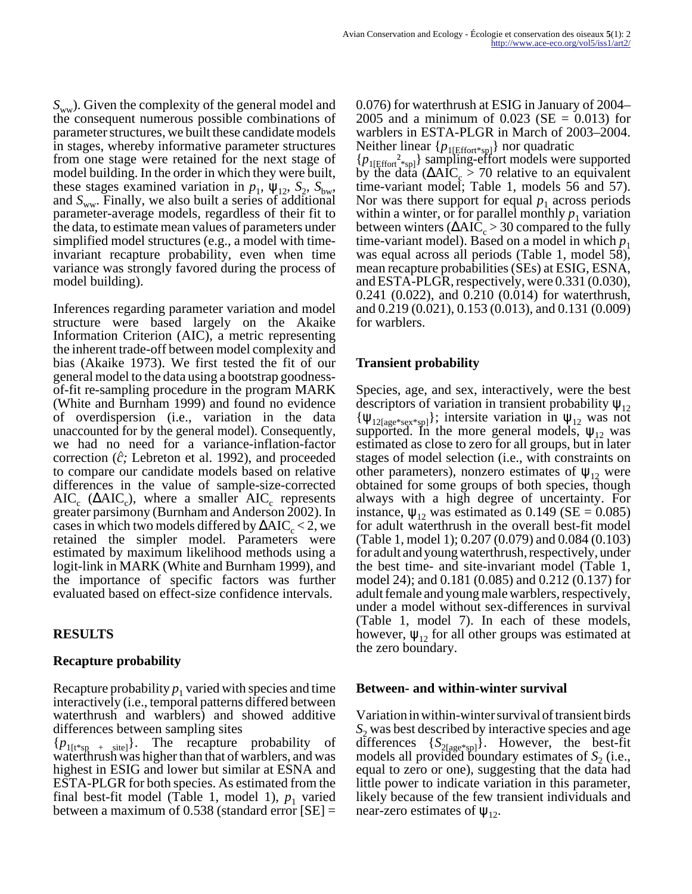$S_{ww}$). Given the complexity of the general model and the consequent numerous possible combinations of parameter structures, we built these candidate models in stages, whereby informative parameter structures from one stage were retained for the next stage of model building. In the order in which they were built, these stages examined variation in $p_1$, $\psi_{12}$, $S_2$, $S_{bw}$, and $S_{ww}$. Finally, we also built a series of additional parameter-average models, regardless of their fit to the data, to estimate mean values of parameters under simplified model structures (e.g., a model with time-invariant recapture probability, even when time variance was strongly favored during the process of model building).

Inferences regarding parameter variation and model structure were based largely on the Akaike Information Criterion (AIC), a metric representing the inherent trade-off between model complexity and bias (Akaike 1973). We first tested the fit of our general model to the data using a bootstrap goodness-of-fit re-sampling procedure in the program MARK (White and Burnham 1999) and found no evidence of overdispersion (i.e., variation in the data unaccounted for by the general model). Consequently, we had no need for a variance-inflation-factor correction ($\hat{c}$; Lebreton et al. 1992), and proceeded to compare our candidate models based on relative differences in the value of sample-size-corrected $AIC_c$ ($\Delta AIC_c$), where a smaller $AIC_c$ represents greater parsimony (Burnham and Anderson 2002). In cases in which two models differed by $\Delta AIC_c < 2$, we retained the simpler model. Parameters were estimated by maximum likelihood methods using a logit-link in MARK (White and Burnham 1999), and the importance of specific factors was further evaluated based on effect-size confidence intervals.

## RESULTS

### Recapture probability

Recapture probability $p_1$ varied with species and time interactively (i.e., temporal patterns differed between waterthrush and warblers) and showed additive differences between sampling sites $\{p_{1[t*sp\ +\ site]}\}$. The recapture probability of waterthrush was higher than that of warblers, and was highest in ESIG and lower but similar at ESNA and ESTA-PLGR for both species. As estimated from the final best-fit model (Table 1, model 1), $p_1$ varied between a maximum of 0.538 (standard error [SE] = 0.076) for waterthrush at ESIG in January of 2004–2005 and a minimum of 0.023 (SE = 0.013) for warblers in ESTA-PLGR in March of 2003–2004. Neither linear $\{p_{1[Effort*sp]}\}$ nor quadratic $\{p_{1[Effort^2*sp]}\}$ sampling-effort models were supported by the data ($\Delta AIC_c > 70$ relative to an equivalent time-variant model; Table 1, models 56 and 57). Nor was there support for equal $p_1$ across periods within a winter, or for parallel monthly $p_1$ variation between winters ($\Delta AIC_c > 30$ compared to the fully time-variant model). Based on a model in which $p_1$ was equal across all periods (Table 1, model 58), mean recapture probabilities (SEs) at ESIG, ESNA, and ESTA-PLGR, respectively, were 0.331 (0.030), 0.241 (0.022), and 0.210 (0.014) for waterthrush, and 0.219 (0.021), 0.153 (0.013), and 0.131 (0.009) for warblers.

### Transient probability

Species, age, and sex, interactively, were the best descriptors of variation in transient probability $\psi_{12}$ $\{\psi_{12[age*sex*sp]}\}$; intersite variation in $\psi_{12}$ was not supported. In the more general models, $\psi_{12}$ was estimated as close to zero for all groups, but in later stages of model selection (i.e., with constraints on other parameters), nonzero estimates of $\psi_{12}$ were obtained for some groups of both species, though always with a high degree of uncertainty. For instance, $\psi_{12}$ was estimated as 0.149 (SE = 0.085) for adult waterthrush in the overall best-fit model (Table 1, model 1); 0.207 (0.079) and 0.084 (0.103) for adult and young waterthrush, respectively, under the best time- and site-invariant model (Table 1, model 24); and 0.181 (0.085) and 0.212 (0.137) for adult female and young male warblers, respectively, under a model without sex-differences in survival (Table 1, model 7). In each of these models, however, $\psi_{12}$ for all other groups was estimated at the zero boundary.

### Between- and within-winter survival

Variation in within-winter survival of transient birds $S_2$ was best described by interactive species and age differences $\{S_{2[age*sp]}\}$. However, the best-fit models all provided boundary estimates of $S_2$ (i.e., equal to zero or one), suggesting that the data had little power to indicate variation in this parameter, likely because of the few transient individuals and near-zero estimates of $\psi_{12}$.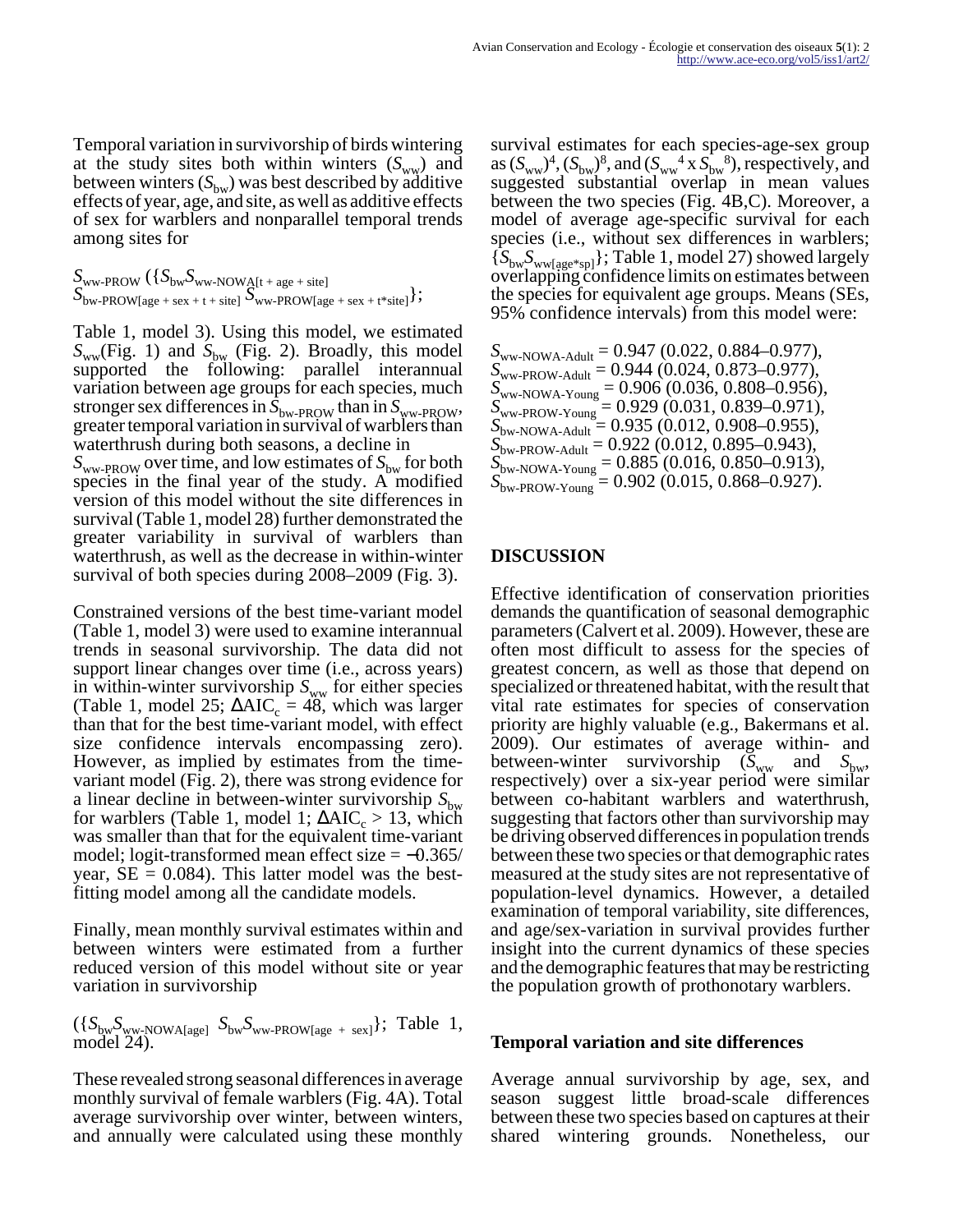Temporal variation in survivorship of birds wintering at the study sites both within winters ($S_{ww}$) and between winters ($S_{bw}$) was best described by additive effects of year, age, and site, as well as additive effects of sex for warblers and nonparallel temporal trends among sites for

$S_{ww\text{-PROW}}$ ($\{S_{bw}S_{ww\text{-NOWA}[t + age + site]}$ $S_{bw\text{-PROW}[age + sex + t + site]}$ $S_{ww\text{-PROW}[age + sex + t*site]}\}$;

Table 1, model 3). Using this model, we estimated $S_{ww}$(Fig. 1) and $S_{bw}$ (Fig. 2). Broadly, this model supported the following: parallel interannual variation between age groups for each species, much stronger sex differences in $S_{bw\text{-PROW}}$ than in $S_{ww\text{-PROW}}$, greater temporal variation in survival of warblers than waterthrush during both seasons, a decline in $S_{ww\text{-PROW}}$ over time, and low estimates of $S_{bw}$ for both species in the final year of the study. A modified version of this model without the site differences in survival (Table 1, model 28) further demonstrated the greater variability in survival of warblers than waterthrush, as well as the decrease in within-winter survival of both species during 2008–2009 (Fig. 3).

Constrained versions of the best time-variant model (Table 1, model 3) were used to examine interannual trends in seasonal survivorship. The data did not support linear changes over time (i.e., across years) in within-winter survivorship $S_{ww}$ for either species (Table 1, model 25; $\Delta AIC_c = 48$, which was larger than that for the best time-variant model, with effect size confidence intervals encompassing zero). However, as implied by estimates from the time-variant model (Fig. 2), there was strong evidence for a linear decline in between-winter survivorship $S_{bw}$ for warblers (Table 1, model 1; $\Delta AIC_c > 13$, which was smaller than that for the equivalent time-variant model; logit-transformed mean effect size = −0.365/ year, SE = 0.084). This latter model was the best-fitting model among all the candidate models.

Finally, mean monthly survival estimates within and between winters were estimated from a further reduced version of this model without site or year variation in survivorship

($\{S_{bw}S_{ww\text{-NOWA}[age]}$ $S_{bw}S_{ww\text{-PROW}[age + sex]}\}$; Table 1, model 24).

These revealed strong seasonal differences in average monthly survival of female warblers (Fig. 4A). Total average survivorship over winter, between winters, and annually were calculated using these monthly survival estimates for each species-age-sex group as $(S_{ww})^4$, $(S_{bw})^8$, and $(S_{ww}{}^4 \times S_{bw}{}^8)$, respectively, and suggested substantial overlap in mean values between the two species (Fig. 4B,C). Moreover, a model of average age-specific survival for each species (i.e., without sex differences in warblers; $\{S_{bw}S_{ww[age*sp]}\}$; Table 1, model 27) showed largely overlapping confidence limits on estimates between the species for equivalent age groups. Means (SEs, 95% confidence intervals) from this model were:

$S_{ww\text{-NOWA-Adult}}$ = 0.947 (0.022, 0.884–0.977),
$S_{ww\text{-PROW-Adult}}$ = 0.944 (0.024, 0.873–0.977),
$S_{ww\text{-NOWA-Young}}$ = 0.906 (0.036, 0.808–0.956),
$S_{ww\text{-PROW-Young}}$ = 0.929 (0.031, 0.839–0.971),
$S_{bw\text{-NOWA-Adult}}$ = 0.935 (0.012, 0.908–0.955),
$S_{bw\text{-PROW-Adult}}$ = 0.922 (0.012, 0.895–0.943),
$S_{bw\text{-NOWA-Young}}$ = 0.885 (0.016, 0.850–0.913),
$S_{bw\text{-PROW-Young}}$ = 0.902 (0.015, 0.868–0.927).

## DISCUSSION

Effective identification of conservation priorities demands the quantification of seasonal demographic parameters (Calvert et al. 2009). However, these are often most difficult to assess for the species of greatest concern, as well as those that depend on specialized or threatened habitat, with the result that vital rate estimates for species of conservation priority are highly valuable (e.g., Bakermans et al. 2009). Our estimates of average within- and between-winter survivorship ($S_{ww}$ and $S_{bw}$, respectively) over a six-year period were similar between co-habitant warblers and waterthrush, suggesting that factors other than survivorship may be driving observed differences in population trends between these two species or that demographic rates measured at the study sites are not representative of population-level dynamics. However, a detailed examination of temporal variability, site differences, and age/sex-variation in survival provides further insight into the current dynamics of these species and the demographic features that may be restricting the population growth of prothonotary warblers.

### Temporal variation and site differences

Average annual survivorship by age, sex, and season suggest little broad-scale differences between these two species based on captures at their shared wintering grounds. Nonetheless, our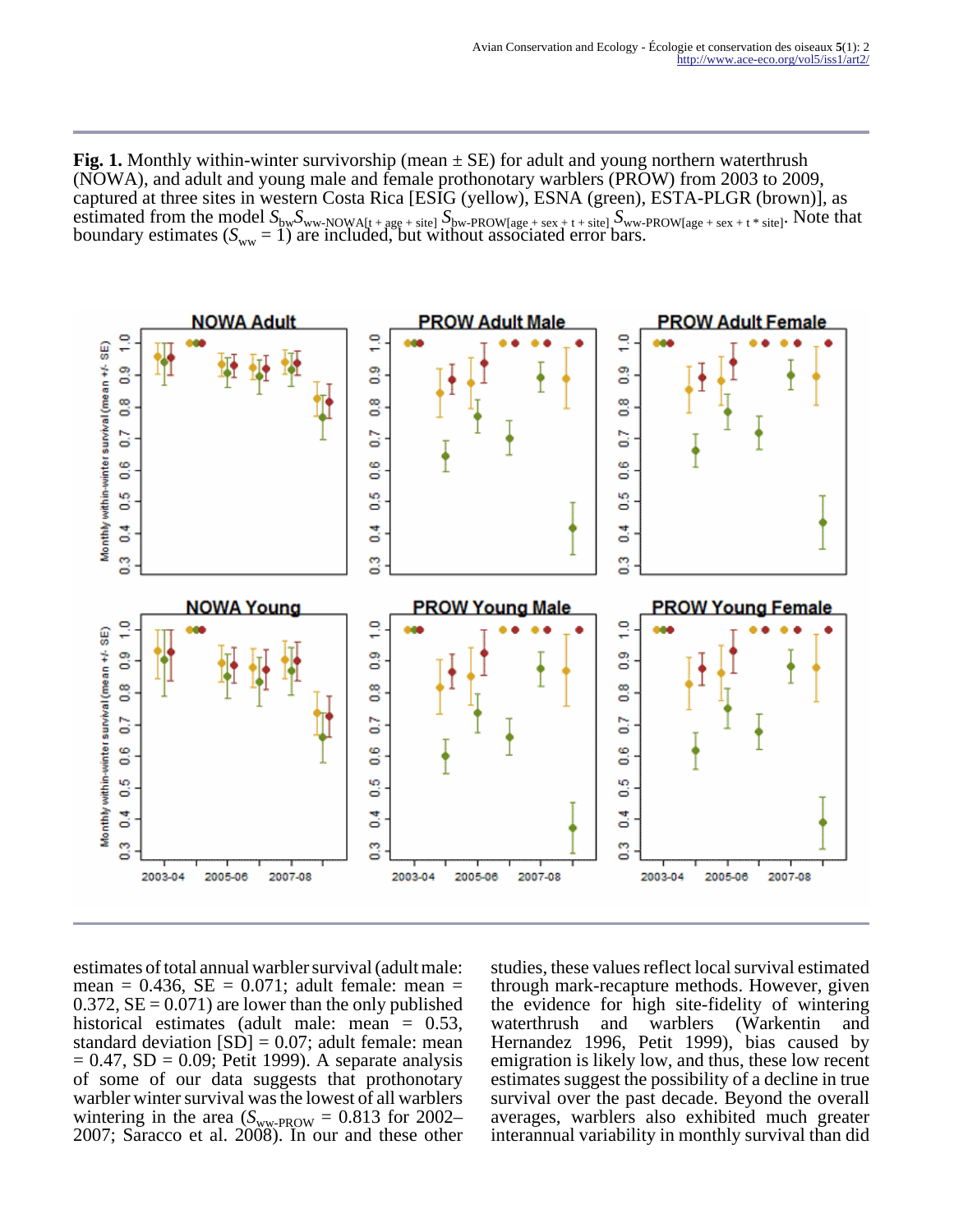**Fig. 1.** Monthly within-winter survivorship (mean ± SE) for adult and young northern waterthrush (NOWA), and adult and young male and female prothonotary warblers (PROW) from 2003 to 2009, captured at three sites in western Costa Rica [ESIG (yellow), ESNA (green), ESTA-PLGR (brown)], as estimated from the model $S_{bw}S_{ww\text{-NOWA}[t + age + site]}$ $S_{bw\text{-PROW}[age + sex + t + site]}$ $S_{ww\text{-PROW}[age + sex + t * site]}$. Note that boundary estimates ($S_{ww} = 1$) are included, but without associated error bars.

estimates of total annual warbler survival (adult male: mean = 0.436, SE = 0.071; adult female: mean = 0.372, SE = 0.071) are lower than the only published historical estimates (adult male: mean = 0.53, standard deviation [SD] = 0.07; adult female: mean = 0.47, SD = 0.09; Petit 1999). A separate analysis of some of our data suggests that prothonotary warbler winter survival was the lowest of all warblers wintering in the area ($S_{ww\text{-PROW}} = 0.813$ for 2002–2007; Saracco et al. 2008). In our and these other studies, these values reflect local survival estimated through mark-recapture methods. However, given the evidence for high site-fidelity of wintering waterthrush and warblers (Warkentin and Hernandez 1996, Petit 1999), bias caused by emigration is likely low, and thus, these low recent estimates suggest the possibility of a decline in true survival over the past decade. Beyond the overall averages, warblers also exhibited much greater interannual variability in monthly survival than did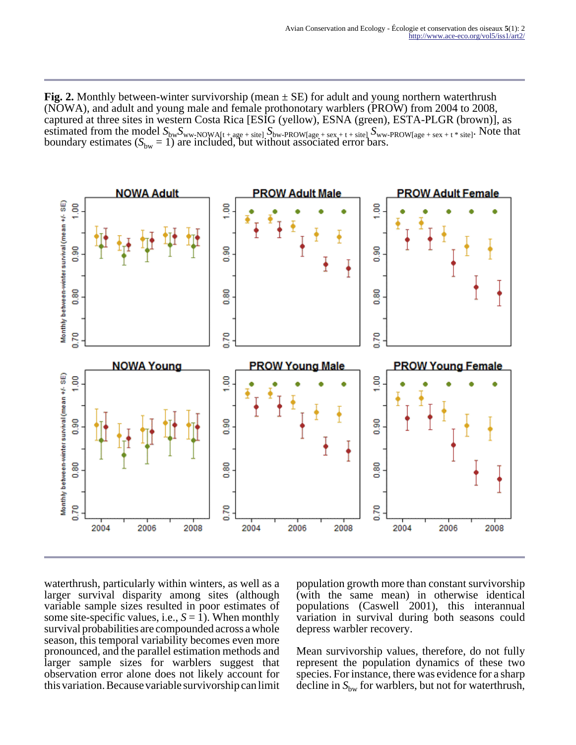**Fig. 2.** Monthly between-winter survivorship (mean ± SE) for adult and young northern waterthrush (NOWA), and adult and young male and female prothonotary warblers (PROW) from 2004 to 2008, captured at three sites in western Costa Rica [ESIG (yellow), ESNA (green), ESTA-PLGR (brown)], as estimated from the model $S_{bw}S_{ww\text{-NOWA}[t + age + site]}\ S_{bw\text{-PROW}[age + sex + t + site]}\ S_{ww\text{-PROW}[age + sex + t * site]}$. Note that boundary estimates ($S_{bw} = 1$) are included, but without associated error bars.

waterthrush, particularly within winters, as well as a larger survival disparity among sites (although variable sample sizes resulted in poor estimates of some site-specific values, i.e., $S = 1$). When monthly survival probabilities are compounded across a whole season, this temporal variability becomes even more pronounced, and the parallel estimation methods and larger sample sizes for warblers suggest that observation error alone does not likely account for this variation. Because variable survivorship can limit population growth more than constant survivorship (with the same mean) in otherwise identical populations (Caswell 2001), this interannual variation in survival during both seasons could depress warbler recovery.

Mean survivorship values, therefore, do not fully represent the population dynamics of these two species. For instance, there was evidence for a sharp decline in $S_{bw}$ for warblers, but not for waterthrush,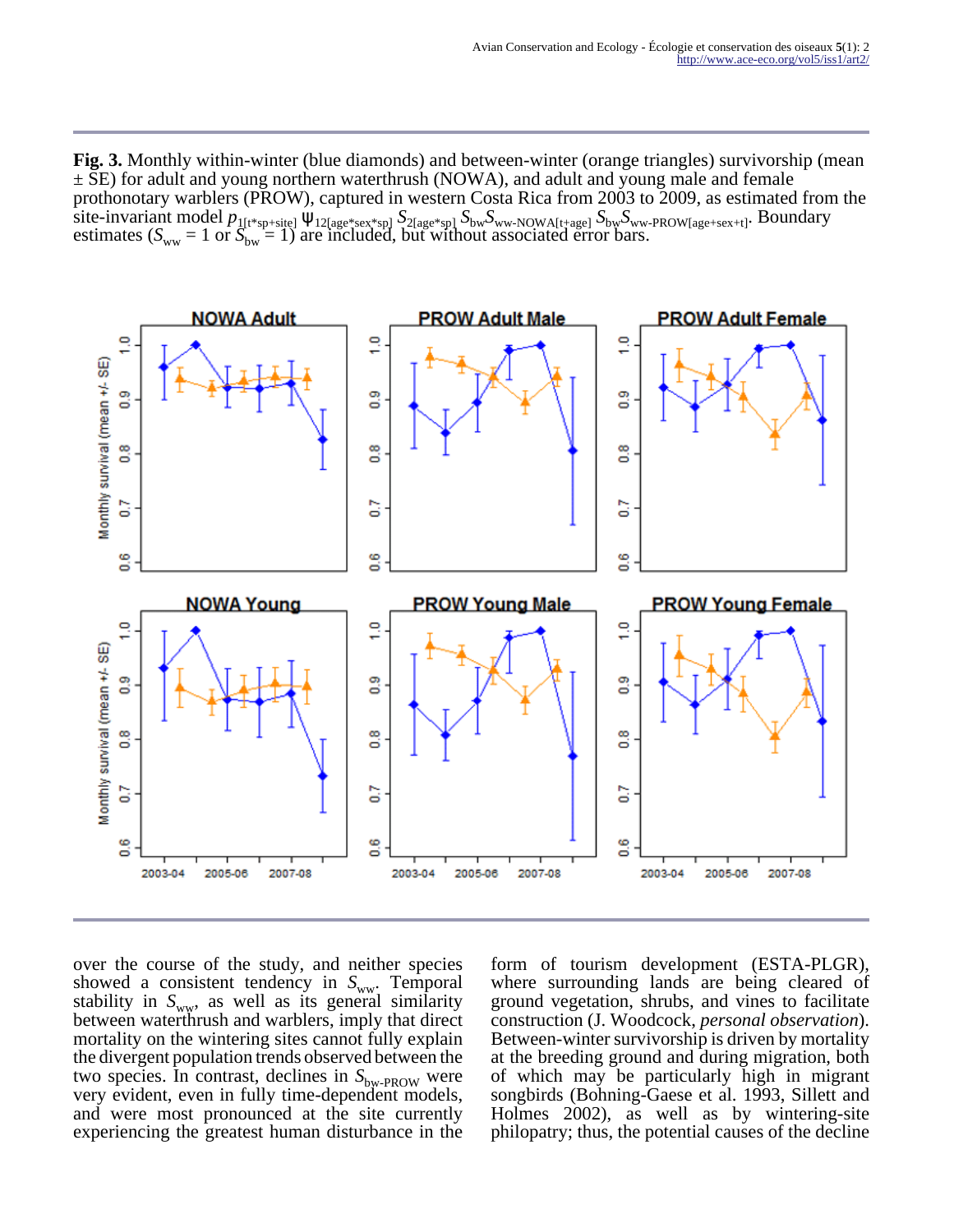**Fig. 3.** Monthly within-winter (blue diamonds) and between-winter (orange triangles) survivorship (mean ± SE) for adult and young northern waterthrush (NOWA), and adult and young male and female prothonotary warblers (PROW), captured in western Costa Rica from 2003 to 2009, as estimated from the site-invariant model $p_{1[t*sp+site]}\ \psi_{12[age*sex*sp]}\ S_{2[age*sp]}\ S_{bw}S_{ww\text{-}NOWA[t+age]}\ S_{bw}S_{ww\text{-}PROW[age+sex+t]}$. Boundary estimates ($S_{ww}$ = 1 or $S_{bw}$ = 1) are included, but without associated error bars.

over the course of the study, and neither species showed a consistent tendency in $S_{ww}$. Temporal stability in $S_{ww}$, as well as its general similarity between waterthrush and warblers, imply that direct mortality on the wintering sites cannot fully explain the divergent population trends observed between the two species. In contrast, declines in $S_{bw\text{-}PROW}$ were very evident, even in fully time-dependent models, and were most pronounced at the site currently experiencing the greatest human disturbance in the form of tourism development (ESTA-PLGR), where surrounding lands are being cleared of ground vegetation, shrubs, and vines to facilitate construction (J. Woodcock, *personal observation*). Between-winter survivorship is driven by mortality at the breeding ground and during migration, both of which may be particularly high in migrant songbirds (Bohning-Gaese et al. 1993, Sillett and Holmes 2002), as well as by wintering-site philopatry; thus, the potential causes of the decline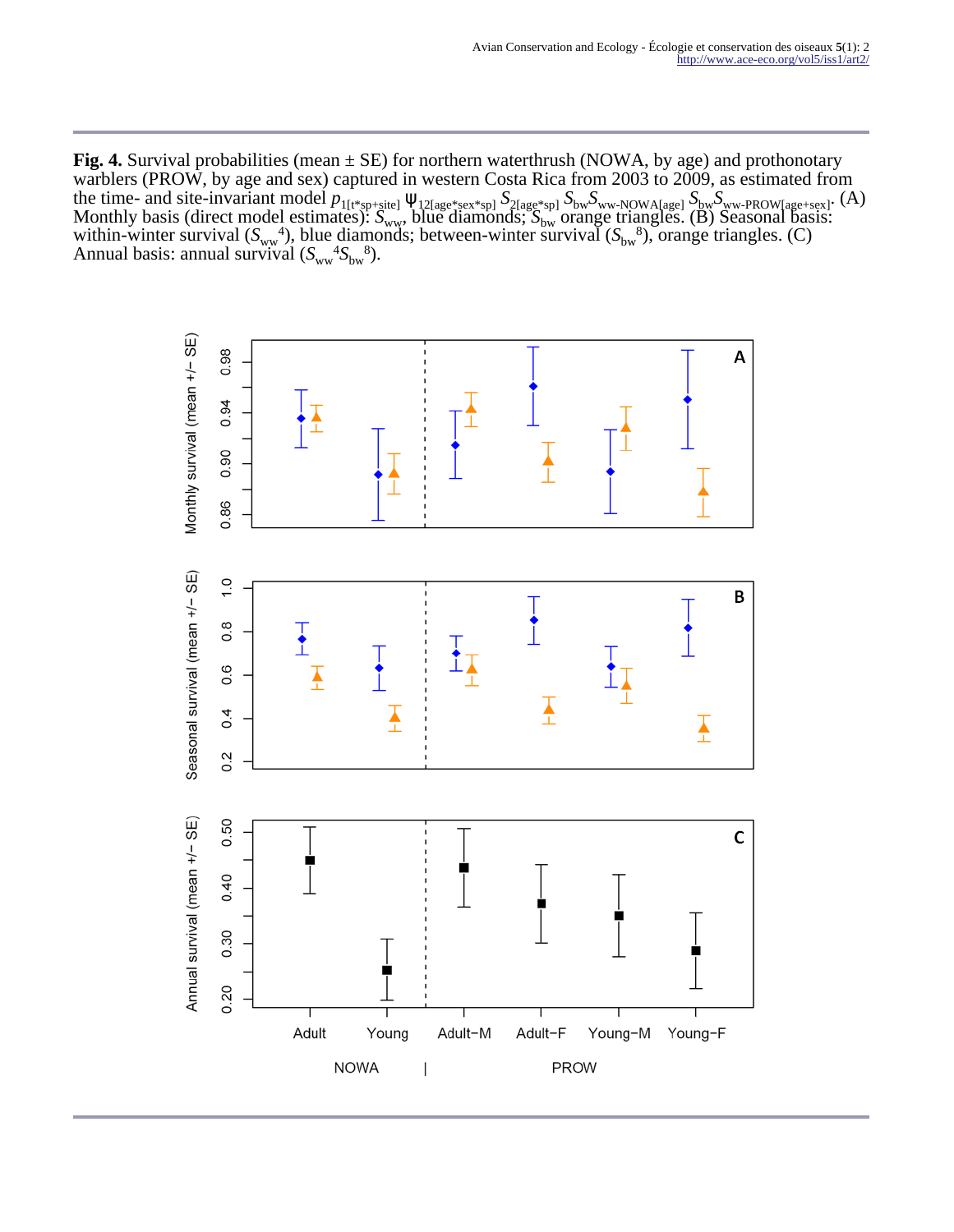**Fig. 4.** Survival probabilities (mean ± SE) for northern waterthrush (NOWA, by age) and prothonotary warblers (PROW, by age and sex) captured in western Costa Rica from 2003 to 2009, as estimated from the time- and site-invariant model $p_{1[t*sp+site]}$ $\psi_{12[age*sex*sp]}$ $S_{2[age*sp]}$ $S_{bw}S_{ww\text{-}NOWA[age]}$ $S_{bw}S_{ww\text{-}PROW[age+sex]}$. (A) Monthly basis (direct model estimates): $S_{ww}$, blue diamonds; $S_{bw}$ orange triangles. (B) Seasonal basis: within-winter survival ($S_{ww}^{4}$), blue diamonds; between-winter survival ($S_{bw}^{8}$), orange triangles. (C) Annual basis: annual survival ($S_{ww}^{4}S_{bw}^{8}$).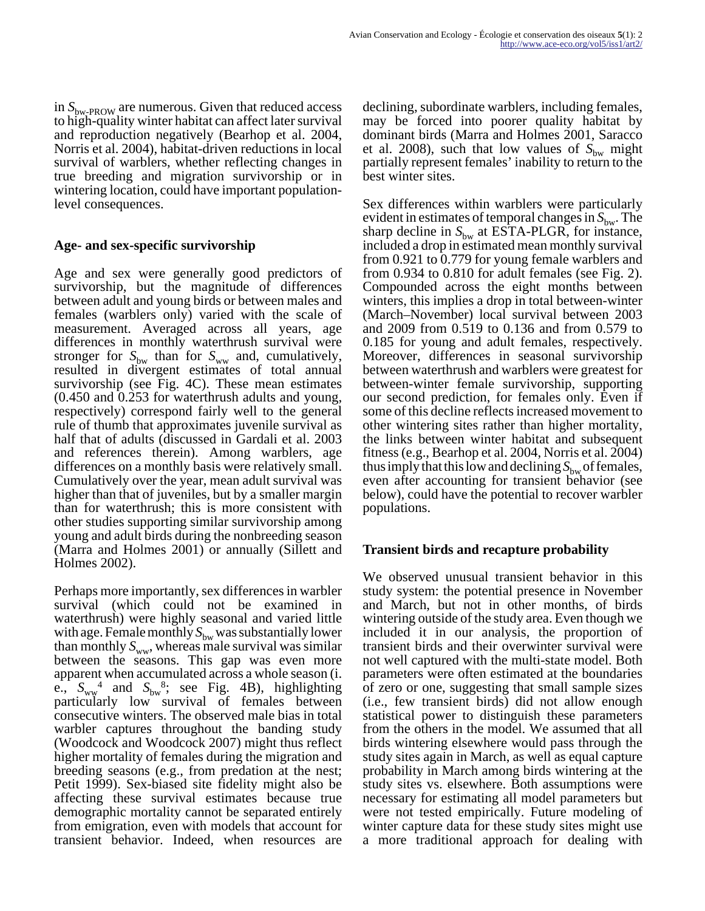in $S_{bw\text{-}PROW}$ are numerous. Given that reduced access to high-quality winter habitat can affect later survival and reproduction negatively (Bearhop et al. 2004, Norris et al. 2004), habitat-driven reductions in local survival of warblers, whether reflecting changes in true breeding and migration survivorship or in wintering location, could have important population-level consequences.

## Age- and sex-specific survivorship

Age and sex were generally good predictors of survivorship, but the magnitude of differences between adult and young birds or between males and females (warblers only) varied with the scale of measurement. Averaged across all years, age differences in monthly waterthrush survival were stronger for $S_{bw}$ than for $S_{ww}$ and, cumulatively, resulted in divergent estimates of total annual survivorship (see Fig. 4C). These mean estimates (0.450 and 0.253 for waterthrush adults and young, respectively) correspond fairly well to the general rule of thumb that approximates juvenile survival as half that of adults (discussed in Gardali et al. 2003 and references therein). Among warblers, age differences on a monthly basis were relatively small. Cumulatively over the year, mean adult survival was higher than that of juveniles, but by a smaller margin than for waterthrush; this is more consistent with other studies supporting similar survivorship among young and adult birds during the nonbreeding season (Marra and Holmes 2001) or annually (Sillett and Holmes 2002).

Perhaps more importantly, sex differences in warbler survival (which could not be examined in waterthrush) were highly seasonal and varied little with age. Female monthly $S_{bw}$ was substantially lower than monthly $S_{ww}$, whereas male survival was similar between the seasons. This gap was even more apparent when accumulated across a whole season (i.e., $S_{ww}^4$ and $S_{bw}^8$; see Fig. 4B), highlighting particularly low survival of females between consecutive winters. The observed male bias in total warbler captures throughout the banding study (Woodcock and Woodcock 2007) might thus reflect higher mortality of females during the migration and breeding seasons (e.g., from predation at the nest; Petit 1999). Sex-biased site fidelity might also be affecting these survival estimates because true demographic mortality cannot be separated entirely from emigration, even with models that account for transient behavior. Indeed, when resources are declining, subordinate warblers, including females, may be forced into poorer quality habitat by dominant birds (Marra and Holmes 2001, Saracco et al. 2008), such that low values of $S_{bw}$ might partially represent females' inability to return to the best winter sites.

Sex differences within warblers were particularly evident in estimates of temporal changes in $S_{bw}$. The sharp decline in $S_{bw}$ at ESTA-PLGR, for instance, included a drop in estimated mean monthly survival from 0.921 to 0.779 for young female warblers and from 0.934 to 0.810 for adult females (see Fig. 2). Compounded across the eight months between winters, this implies a drop in total between-winter (March–November) local survival between 2003 and 2009 from 0.519 to 0.136 and from 0.579 to 0.185 for young and adult females, respectively. Moreover, differences in seasonal survivorship between waterthrush and warblers were greatest for between-winter female survivorship, supporting our second prediction, for females only. Even if some of this decline reflects increased movement to other wintering sites rather than higher mortality, the links between winter habitat and subsequent fitness (e.g., Bearhop et al. 2004, Norris et al. 2004) thus imply that this low and declining $S_{bw}$ of females, even after accounting for transient behavior (see below), could have the potential to recover warbler populations.

## Transient birds and recapture probability

We observed unusual transient behavior in this study system: the potential presence in November and March, but not in other months, of birds wintering outside of the study area. Even though we included it in our analysis, the proportion of transient birds and their overwinter survival were not well captured with the multi-state model. Both parameters were often estimated at the boundaries of zero or one, suggesting that small sample sizes (i.e., few transient birds) did not allow enough statistical power to distinguish these parameters from the others in the model. We assumed that all birds wintering elsewhere would pass through the study sites again in March, as well as equal capture probability in March among birds wintering at the study sites vs. elsewhere. Both assumptions were necessary for estimating all model parameters but were not tested empirically. Future modeling of winter capture data for these study sites might use a more traditional approach for dealing with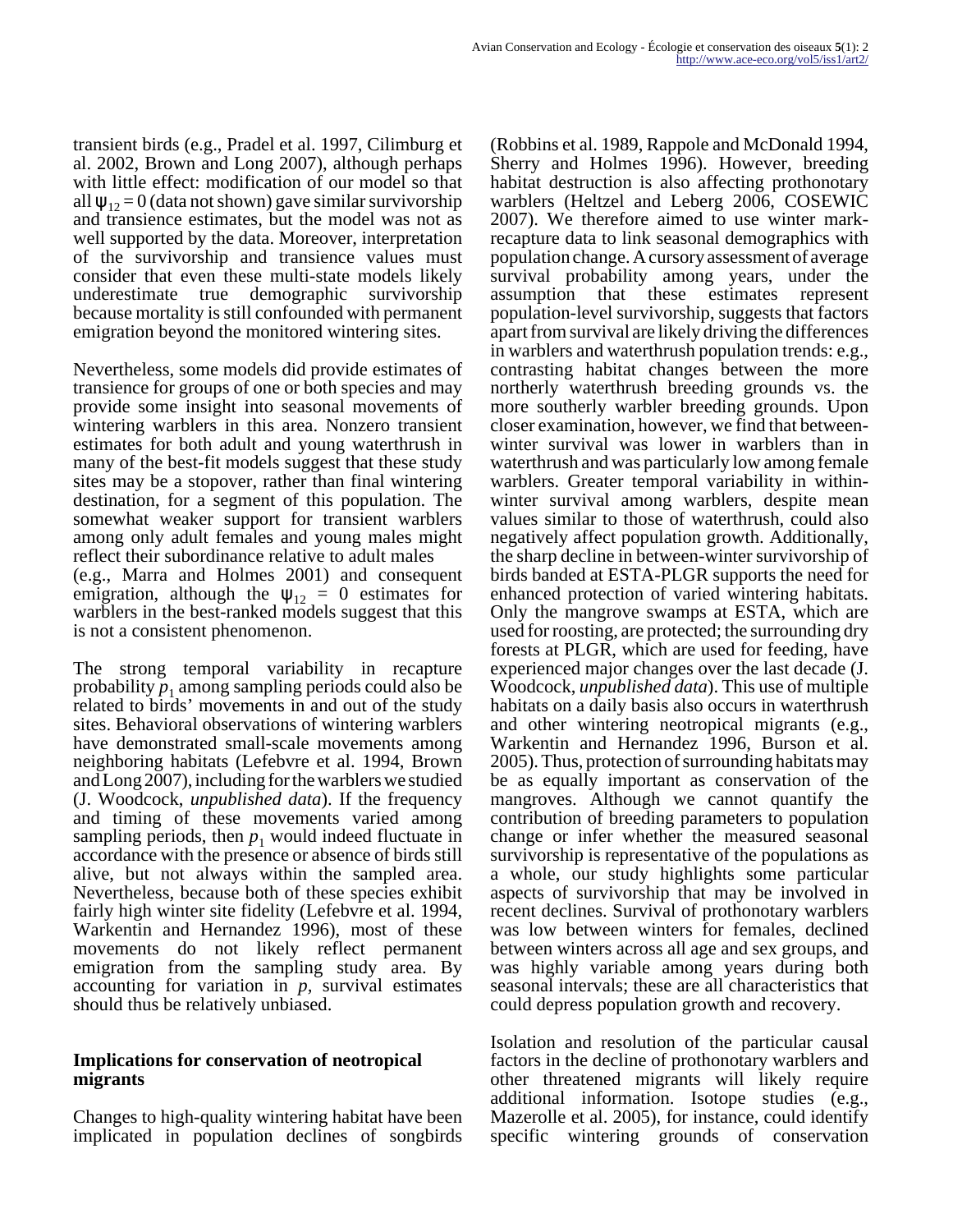transient birds (e.g., Pradel et al. 1997, Cilimburg et al. 2002, Brown and Long 2007), although perhaps with little effect: modification of our model so that all $\psi_{12} = 0$ (data not shown) gave similar survivorship and transience estimates, but the model was not as well supported by the data. Moreover, interpretation of the survivorship and transience values must consider that even these multi-state models likely underestimate true demographic survivorship because mortality is still confounded with permanent emigration beyond the monitored wintering sites.

Nevertheless, some models did provide estimates of transience for groups of one or both species and may provide some insight into seasonal movements of wintering warblers in this area. Nonzero transient estimates for both adult and young waterthrush in many of the best-fit models suggest that these study sites may be a stopover, rather than final wintering destination, for a segment of this population. The somewhat weaker support for transient warblers among only adult females and young males might reflect their subordinance relative to adult males (e.g., Marra and Holmes 2001) and consequent emigration, although the $\psi_{12} = 0$ estimates for warblers in the best-ranked models suggest that this is not a consistent phenomenon.

The strong temporal variability in recapture probability $p_1$ among sampling periods could also be related to birds' movements in and out of the study sites. Behavioral observations of wintering warblers have demonstrated small-scale movements among neighboring habitats (Lefebvre et al. 1994, Brown and Long 2007), including for the warblers we studied (J. Woodcock, *unpublished data*). If the frequency and timing of these movements varied among sampling periods, then $p_1$ would indeed fluctuate in accordance with the presence or absence of birds still alive, but not always within the sampled area. Nevertheless, because both of these species exhibit fairly high winter site fidelity (Lefebvre et al. 1994, Warkentin and Hernandez 1996), most of these movements do not likely reflect permanent emigration from the sampling study area. By accounting for variation in $p$, survival estimates should thus be relatively unbiased.

### Implications for conservation of neotropical migrants

Changes to high-quality wintering habitat have been implicated in population declines of songbirds (Robbins et al. 1989, Rappole and McDonald 1994, Sherry and Holmes 1996). However, breeding habitat destruction is also affecting prothonotary warblers (Heltzel and Leberg 2006, COSEWIC 2007). We therefore aimed to use winter mark-recapture data to link seasonal demographics with population change. A cursory assessment of average survival probability among years, under the assumption that these estimates represent population-level survivorship, suggests that factors apart from survival are likely driving the differences in warblers and waterthrush population trends: e.g., contrasting habitat changes between the more northerly waterthrush breeding grounds vs. the more southerly warbler breeding grounds. Upon closer examination, however, we find that between-winter survival was lower in warblers than in waterthrush and was particularly low among female warblers. Greater temporal variability in within-winter survival among warblers, despite mean values similar to those of waterthrush, could also negatively affect population growth. Additionally, the sharp decline in between-winter survivorship of birds banded at ESTA-PLGR supports the need for enhanced protection of varied wintering habitats. Only the mangrove swamps at ESTA, which are used for roosting, are protected; the surrounding dry forests at PLGR, which are used for feeding, have experienced major changes over the last decade (J. Woodcock, *unpublished data*). This use of multiple habitats on a daily basis also occurs in waterthrush and other wintering neotropical migrants (e.g., Warkentin and Hernandez 1996, Burson et al. 2005). Thus, protection of surrounding habitats may be as equally important as conservation of the mangroves. Although we cannot quantify the contribution of breeding parameters to population change or infer whether the measured seasonal survivorship is representative of the populations as a whole, our study highlights some particular aspects of survivorship that may be involved in recent declines. Survival of prothonotary warblers was low between winters for females, declined between winters across all age and sex groups, and was highly variable among years during both seasonal intervals; these are all characteristics that could depress population growth and recovery.

Isolation and resolution of the particular causal factors in the decline of prothonotary warblers and other threatened migrants will likely require additional information. Isotope studies (e.g., Mazerolle et al. 2005), for instance, could identify specific wintering grounds of conservation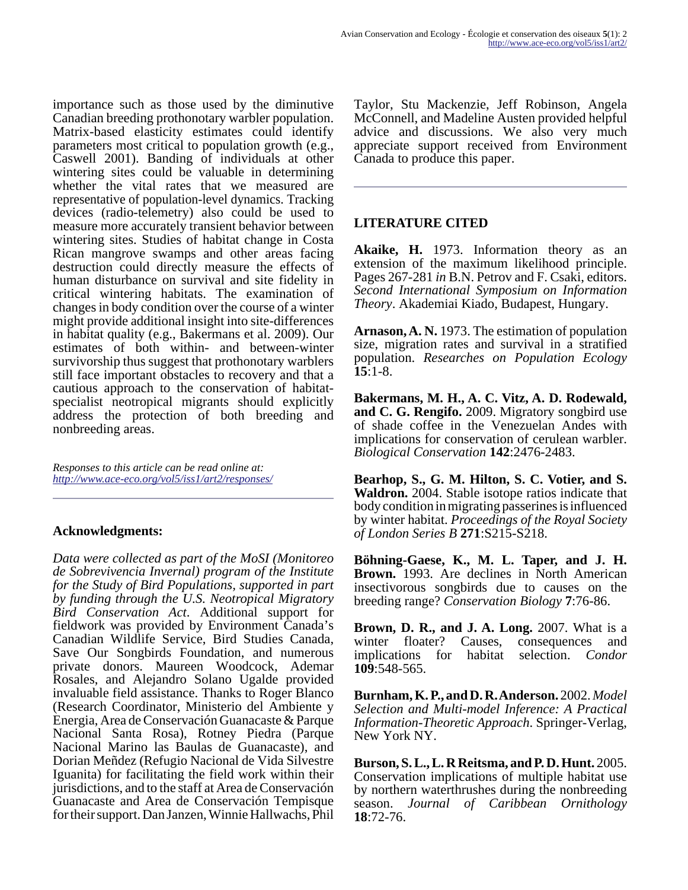importance such as those used by the diminutive Canadian breeding prothonotary warbler population. Matrix-based elasticity estimates could identify parameters most critical to population growth (e.g., Caswell 2001). Banding of individuals at other wintering sites could be valuable in determining whether the vital rates that we measured are representative of population-level dynamics. Tracking devices (radio-telemetry) also could be used to measure more accurately transient behavior between wintering sites. Studies of habitat change in Costa Rican mangrove swamps and other areas facing destruction could directly measure the effects of human disturbance on survival and site fidelity in critical wintering habitats. The examination of changes in body condition over the course of a winter might provide additional insight into site-differences in habitat quality (e.g., Bakermans et al. 2009). Our estimates of both within- and between-winter survivorship thus suggest that prothonotary warblers still face important obstacles to recovery and that a cautious approach to the conservation of habitat-specialist neotropical migrants should explicitly address the protection of both breeding and nonbreeding areas.

*Responses to this article can be read online at:*
*http://www.ace-eco.org/vol5/iss1/art2/responses/*

## Acknowledgments:

*Data were collected as part of the MoSI (Monitoreo de Sobrevivencia Invernal) program of the Institute for the Study of Bird Populations, supported in part by funding through the U.S. Neotropical Migratory Bird Conservation Act*. Additional support for fieldwork was provided by Environment Canada's Canadian Wildlife Service, Bird Studies Canada, Save Our Songbirds Foundation, and numerous private donors. Maureen Woodcock, Ademar Rosales, and Alejandro Solano Ugalde provided invaluable field assistance. Thanks to Roger Blanco (Research Coordinator, Ministerio del Ambiente y Energia, Area de Conservación Guanacaste & Parque Nacional Santa Rosa), Rotney Piedra (Parque Nacional Marino las Baulas de Guanacaste), and Dorian Meñdez (Refugio Nacional de Vida Silvestre Iguanita) for facilitating the field work within their jurisdictions, and to the staff at Area de Conservación Guanacaste and Area de Conservación Tempisque for their support. Dan Janzen, Winnie Hallwachs, Phil Taylor, Stu Mackenzie, Jeff Robinson, Angela McConnell, and Madeline Austen provided helpful advice and discussions. We also very much appreciate support received from Environment Canada to produce this paper.

## LITERATURE CITED

**Akaike, H.** 1973. Information theory as an extension of the maximum likelihood principle. Pages 267-281 *in* B.N. Petrov and F. Csaki, editors. *Second International Symposium on Information Theory*. Akademiai Kiado, Budapest, Hungary.

**Arnason, A. N.** 1973. The estimation of population size, migration rates and survival in a stratified population. *Researches on Population Ecology* **15**:1-8.

**Bakermans, M. H., A. C. Vitz, A. D. Rodewald, and C. G. Rengifo.** 2009. Migratory songbird use of shade coffee in the Venezuelan Andes with implications for conservation of cerulean warbler. *Biological Conservation* **142**:2476-2483.

**Bearhop, S., G. M. Hilton, S. C. Votier, and S. Waldron.** 2004. Stable isotope ratios indicate that body condition in migrating passerines is influenced by winter habitat. *Proceedings of the Royal Society of London Series B* **271**:S215-S218.

**Böhning-Gaese, K., M. L. Taper, and J. H. Brown.** 1993. Are declines in North American insectivorous songbirds due to causes on the breeding range? *Conservation Biology* **7**:76-86.

**Brown, D. R., and J. A. Long.** 2007. What is a winter floater? Causes, consequences and implications for habitat selection. *Condor* **109**:548-565.

**Burnham, K. P., and D. R. Anderson.** 2002. *Model Selection and Multi-model Inference: A Practical Information-Theoretic Approach*. Springer-Verlag, New York NY.

**Burson, S. L., L. R Reitsma, and P. D. Hunt.** 2005. Conservation implications of multiple habitat use by northern waterthrushes during the nonbreeding season. *Journal of Caribbean Ornithology* **18**:72-76.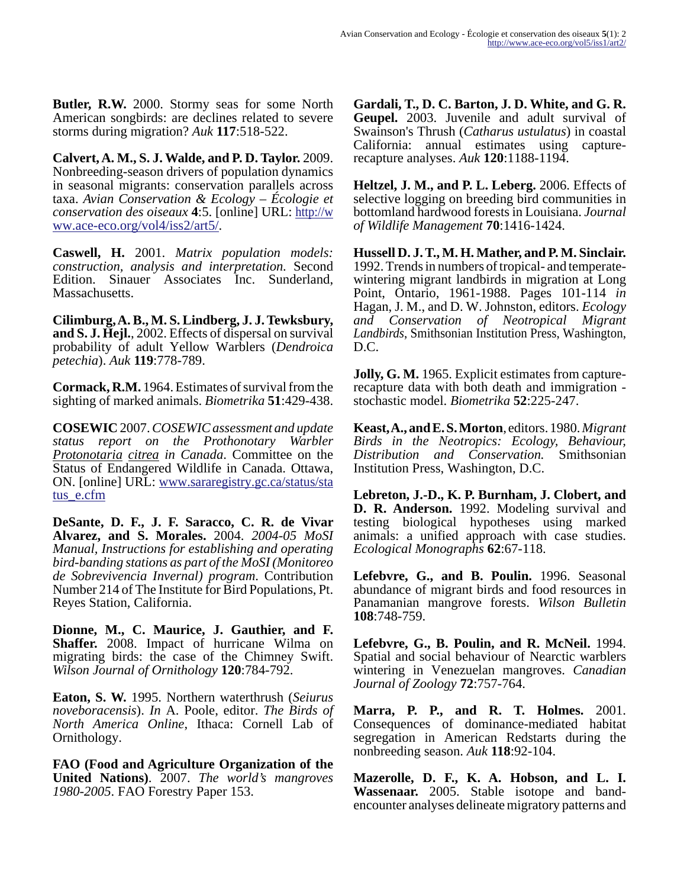**Butler, R.W.** 2000. Stormy seas for some North American songbirds: are declines related to severe storms during migration? *Auk* **117**:518-522.

**Calvert, A. M., S. J. Walde, and P. D. Taylor.** 2009. Nonbreeding-season drivers of population dynamics in seasonal migrants: conservation parallels across taxa. *Avian Conservation & Ecology – Écologie et conservation des oiseaux* **4**:5. [online] URL: http://www.ace-eco.org/vol4/iss2/art5/.

**Caswell, H.** 2001. *Matrix population models: construction, analysis and interpretation.* Second Edition. Sinauer Associates Inc. Sunderland, Massachusetts.

**Cilimburg, A. B., M. S. Lindberg, J. J. Tewksbury, and S. J. Hejl.**, 2002. Effects of dispersal on survival probability of adult Yellow Warblers (*Dendroica petechia*). *Auk* **119**:778-789.

**Cormack, R.M.** 1964. Estimates of survival from the sighting of marked animals. *Biometrika* **51**:429-438.

**COSEWIC** 2007. *COSEWIC assessment and update status report on the Prothonotary Warbler Protonotaria citrea in Canada*. Committee on the Status of Endangered Wildlife in Canada. Ottawa, ON. [online] URL: www.sararegistry.gc.ca/status/status_e.cfm

**DeSante, D. F., J. F. Saracco, C. R. de Vivar Alvarez, and S. Morales.** 2004. *2004-05 MoSI Manual, Instructions for establishing and operating bird-banding stations as part of the MoSI (Monitoreo de Sobrevivencia Invernal) program.* Contribution Number 214 of The Institute for Bird Populations, Pt. Reyes Station, California.

**Dionne, M., C. Maurice, J. Gauthier, and F. Shaffer.** 2008. Impact of hurricane Wilma on migrating birds: the case of the Chimney Swift. *Wilson Journal of Ornithology* **120**:784-792.

**Eaton, S. W.** 1995. Northern waterthrush (*Seiurus noveboracensis*). *In* A. Poole, editor. *The Birds of North America Online*, Ithaca: Cornell Lab of Ornithology.

**FAO (Food and Agriculture Organization of the United Nations)**. 2007. *The world's mangroves 1980-2005*. FAO Forestry Paper 153.

**Gardali, T., D. C. Barton, J. D. White, and G. R. Geupel.** 2003. Juvenile and adult survival of Swainson's Thrush (*Catharus ustulatus*) in coastal California: annual estimates using capture-recapture analyses. *Auk* **120**:1188-1194.

**Heltzel, J. M., and P. L. Leberg.** 2006. Effects of selective logging on breeding bird communities in bottomland hardwood forests in Louisiana. *Journal of Wildlife Management* **70**:1416-1424.

**Hussell D. J. T., M. H. Mather, and P. M. Sinclair.** 1992. Trends in numbers of tropical- and temperate-wintering migrant landbirds in migration at Long Point, Ontario, 1961-1988. Pages 101-114 *in* Hagan, J. M., and D. W. Johnston, editors. *Ecology and Conservation of Neotropical Migrant Landbirds*, Smithsonian Institution Press, Washington, D.C.

**Jolly, G. M.** 1965. Explicit estimates from capture-recapture data with both death and immigration - stochastic model. *Biometrika* **52**:225-247.

**Keast, A., and E. S. Morton**, editors. 1980. *Migrant Birds in the Neotropics: Ecology, Behaviour, Distribution and Conservation.* Smithsonian Institution Press, Washington, D.C.

**Lebreton, J.-D., K. P. Burnham, J. Clobert, and D. R. Anderson.** 1992. Modeling survival and testing biological hypotheses using marked animals: a unified approach with case studies. *Ecological Monographs* **62**:67-118.

**Lefebvre, G., and B. Poulin.** 1996. Seasonal abundance of migrant birds and food resources in Panamanian mangrove forests. *Wilson Bulletin* **108**:748-759.

**Lefebvre, G., B. Poulin, and R. McNeil.** 1994. Spatial and social behaviour of Nearctic warblers wintering in Venezuelan mangroves. *Canadian Journal of Zoology* **72**:757-764.

**Marra, P. P., and R. T. Holmes.** 2001. Consequences of dominance-mediated habitat segregation in American Redstarts during the nonbreeding season. *Auk* **118**:92-104.

**Mazerolle, D. F., K. A. Hobson, and L. I. Wassenaar.** 2005. Stable isotope and band-encounter analyses delineate migratory patterns and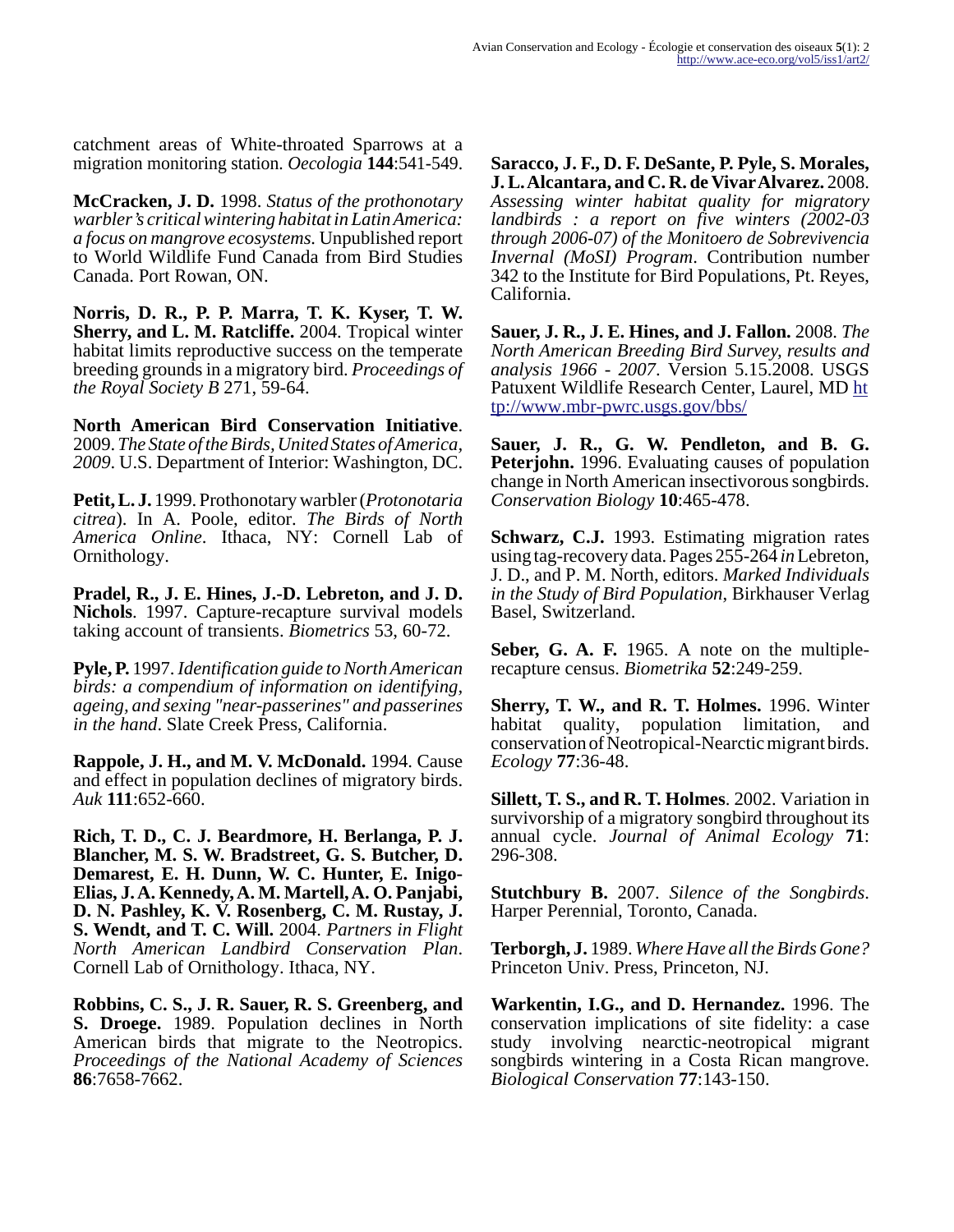catchment areas of White-throated Sparrows at a migration monitoring station. *Oecologia* **144**:541-549.

**McCracken, J. D.** 1998. *Status of the prothonotary warbler's critical wintering habitat in Latin America: a focus on mangrove ecosystems.* Unpublished report to World Wildlife Fund Canada from Bird Studies Canada. Port Rowan, ON.

**Norris, D. R., P. P. Marra, T. K. Kyser, T. W. Sherry, and L. M. Ratcliffe.** 2004. Tropical winter habitat limits reproductive success on the temperate breeding grounds in a migratory bird. *Proceedings of the Royal Society B* 271, 59-64.

**North American Bird Conservation Initiative**. 2009. *The State of the Birds, United States of America, 2009*. U.S. Department of Interior: Washington, DC.

**Petit, L. J.** 1999. Prothonotary warbler (*Protonotaria citrea*). In A. Poole, editor. *The Birds of North America Online*. Ithaca, NY: Cornell Lab of Ornithology.

**Pradel, R., J. E. Hines, J.-D. Lebreton, and J. D. Nichols**. 1997. Capture-recapture survival models taking account of transients. *Biometrics* 53, 60-72.

**Pyle, P.** 1997. *Identification guide to North American birds: a compendium of information on identifying, ageing, and sexing "near-passerines" and passerines in the hand*. Slate Creek Press, California.

**Rappole, J. H., and M. V. McDonald.** 1994. Cause and effect in population declines of migratory birds. *Auk* **111**:652-660.

**Rich, T. D., C. J. Beardmore, H. Berlanga, P. J. Blancher, M. S. W. Bradstreet, G. S. Butcher, D. Demarest, E. H. Dunn, W. C. Hunter, E. Inigo-Elias, J. A. Kennedy, A. M. Martell, A. O. Panjabi, D. N. Pashley, K. V. Rosenberg, C. M. Rustay, J. S. Wendt, and T. C. Will.** 2004. *Partners in Flight North American Landbird Conservation Plan*. Cornell Lab of Ornithology. Ithaca, NY.

**Robbins, C. S., J. R. Sauer, R. S. Greenberg, and S. Droege.** 1989. Population declines in North American birds that migrate to the Neotropics. *Proceedings of the National Academy of Sciences* **86**:7658-7662.

**Saracco, J. F., D. F. DeSante, P. Pyle, S. Morales, J. L. Alcantara, and C. R. de Vivar Alvarez.** 2008. *Assessing winter habitat quality for migratory landbirds : a report on five winters (2002-03 through 2006-07) of the Monitoero de Sobrevivencia Invernal (MoSI) Program*. Contribution number 342 to the Institute for Bird Populations, Pt. Reyes, California.

**Sauer, J. R., J. E. Hines, and J. Fallon.** 2008. *The North American Breeding Bird Survey, results and analysis 1966 - 2007*. Version 5.15.2008. USGS Patuxent Wildlife Research Center, Laurel, MD http://www.mbr-pwrc.usgs.gov/bbs/

**Sauer, J. R., G. W. Pendleton, and B. G. Peterjohn.** 1996. Evaluating causes of population change in North American insectivorous songbirds. *Conservation Biology* **10**:465-478.

**Schwarz, C.J.** 1993. Estimating migration rates using tag-recovery data. Pages 255-264 *in* Lebreton, J. D., and P. M. North, editors. *Marked Individuals in the Study of Bird Population*, Birkhauser Verlag Basel, Switzerland.

**Seber, G. A. F.** 1965. A note on the multiple-recapture census. *Biometrika* **52**:249-259.

**Sherry, T. W., and R. T. Holmes.** 1996. Winter habitat quality, population limitation, and conservation of Neotropical-Nearctic migrant birds. *Ecology* **77**:36-48.

**Sillett, T. S., and R. T. Holmes**. 2002. Variation in survivorship of a migratory songbird throughout its annual cycle. *Journal of Animal Ecology* **71**: 296-308.

**Stutchbury B.** 2007. *Silence of the Songbirds*. Harper Perennial, Toronto, Canada.

**Terborgh, J.** 1989. *Where Have all the Birds Gone?* Princeton Univ. Press, Princeton, NJ.

**Warkentin, I.G., and D. Hernandez.** 1996. The conservation implications of site fidelity: a case study involving nearctic-neotropical migrant songbirds wintering in a Costa Rican mangrove. *Biological Conservation* **77**:143-150.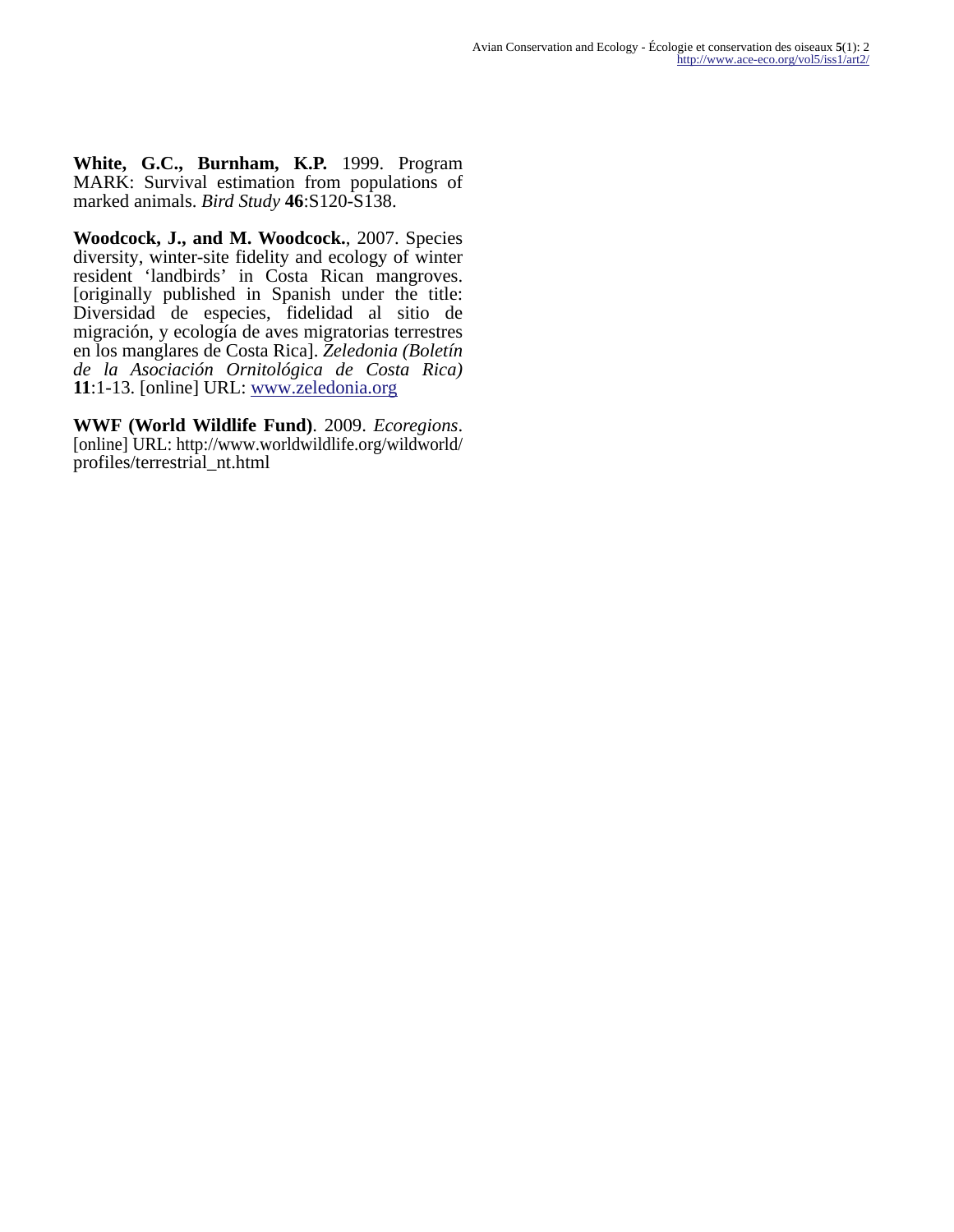**White, G.C., Burnham, K.P.** 1999. Program MARK: Survival estimation from populations of marked animals. *Bird Study* **46**:S120-S138.

**Woodcock, J., and M. Woodcock.**, 2007. Species diversity, winter-site fidelity and ecology of winter resident 'landbirds' in Costa Rican mangroves. [originally published in Spanish under the title: Diversidad de especies, fidelidad al sitio de migración, y ecología de aves migratorias terrestres en los manglares de Costa Rica]. *Zeledonia (Boletín de la Asociación Ornitológica de Costa Rica)* **11**:1-13. [online] URL: www.zeledonia.org

**WWF (World Wildlife Fund)**. 2009. *Ecoregions*. [online] URL: http://www.worldwildlife.org/wildworld/profiles/terrestrial_nt.html